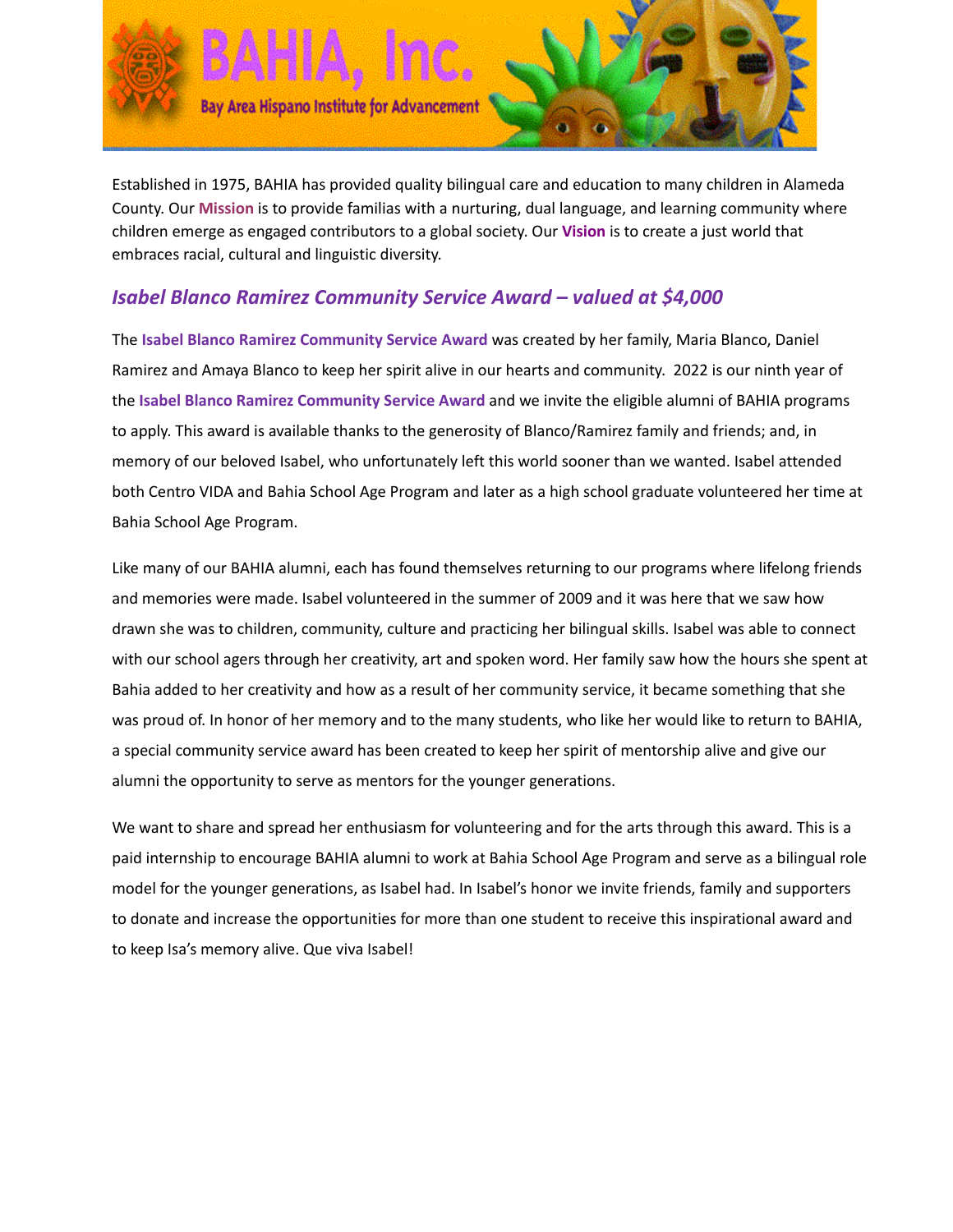# BAHIA, Inc.

Bay Area Hispano Institute for Advancement

Established in 1975, BAHIA has provided quality bilingual care and education to many children in Alameda County. Our **Mission** is to provide familias with a nurturing, dual language, and learning community where children emerge as engaged contributors to a global society. Our **Vision** is to create a just world that embraces racial, cultural and linguistic diversity.

## *Isabel Blanco Ramirez Community Service Award – valued at $4,000*

The **Isabel Blanco Ramirez Community Service Award** was created by her family, Maria Blanco, Daniel Ramirez and Amaya Blanco to keep her spirit alive in our hearts and community. 2022 is our ninth year of the **Isabel Blanco Ramirez Community Service Award** and we invite the eligible alumni of BAHIA programs to apply. This award is available thanks to the generosity of Blanco/Ramirez family and friends; and, in memory of our beloved Isabel, who unfortunately left this world sooner than we wanted. Isabel attended both Centro VIDA and Bahia School Age Program and later as a high school graduate volunteered her time at Bahia School Age Program.

Like many of our BAHIA alumni, each has found themselves returning to our programs where lifelong friends and memories were made. Isabel volunteered in the summer of 2009 and it was here that we saw how drawn she was to children, community, culture and practicing her bilingual skills. Isabel was able to connect with our school agers through her creativity, art and spoken word. Her family saw how the hours she spent at Bahia added to her creativity and how as a result of her community service, it became something that she was proud of. In honor of her memory and to the many students, who like her would like to return to BAHIA, a special community service award has been created to keep her spirit of mentorship alive and give our alumni the opportunity to serve as mentors for the younger generations.

We want to share and spread her enthusiasm for volunteering and for the arts through this award. This is a paid internship to encourage BAHIA alumni to work at Bahia School Age Program and serve as a bilingual role model for the younger generations, as Isabel had. In Isabel's honor we invite friends, family and supporters to donate and increase the opportunities for more than one student to receive this inspirational award and to keep Isa's memory alive. Que viva Isabel!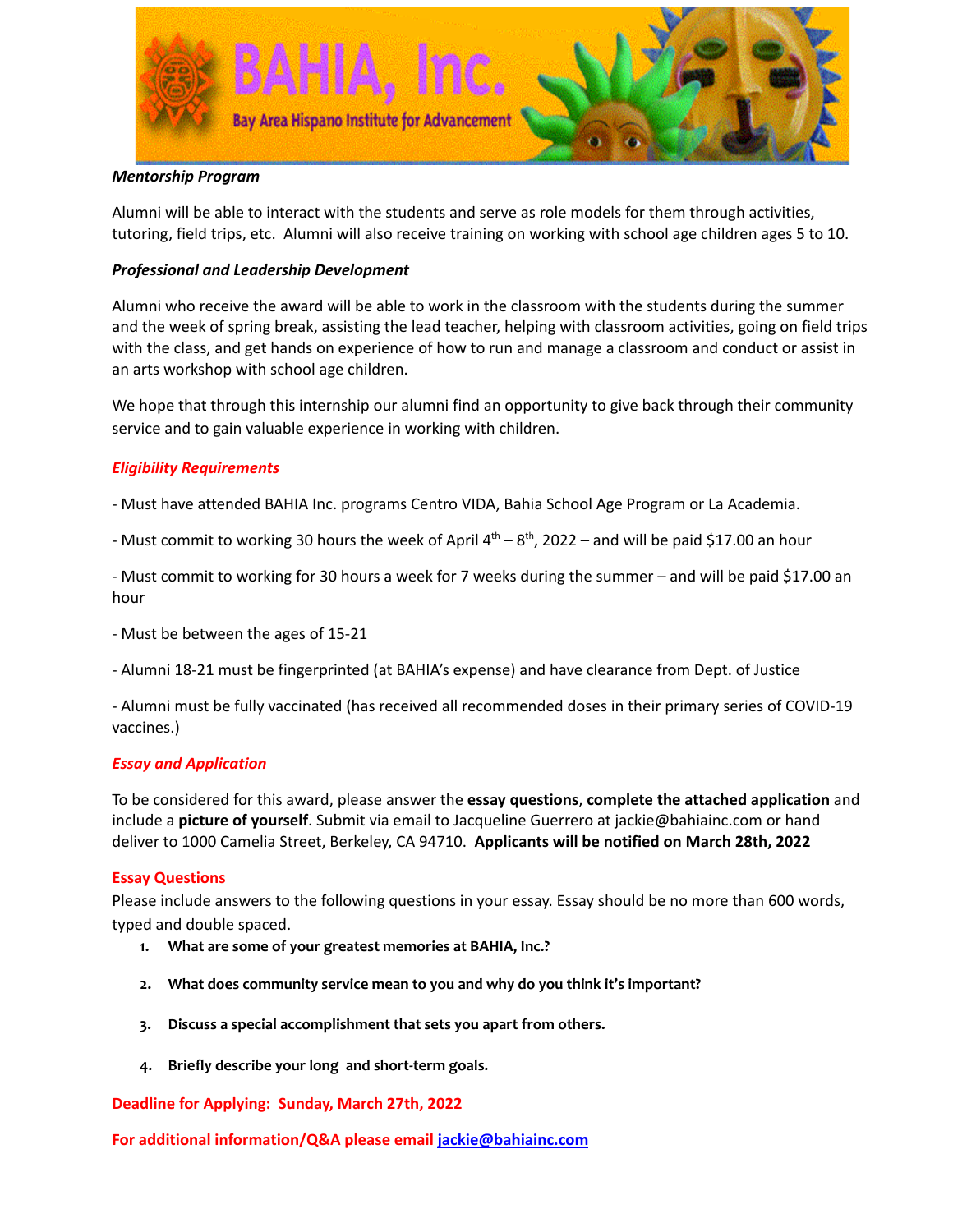BAHIA, Inc.

Bay Area Hispano Institute for Advancement

***Mentorship Program***

Alumni will be able to interact with the students and serve as role models for them through activities, tutoring, field trips, etc. Alumni will also receive training on working with school age children ages 5 to 10.

***Professional and Leadership Development***

Alumni who receive the award will be able to work in the classroom with the students during the summer and the week of spring break, assisting the lead teacher, helping with classroom activities, going on field trips with the class, and get hands on experience of how to run and manage a classroom and conduct or assist in an arts workshop with school age children.

We hope that through this internship our alumni find an opportunity to give back through their community service and to gain valuable experience in working with children.

***Eligibility Requirements***

- Must have attended BAHIA Inc. programs Centro VIDA, Bahia School Age Program or La Academia.

- Must commit to working 30 hours the week of April 4th – 8th, 2022 – and will be paid $17.00 an hour

- Must commit to working for 30 hours a week for 7 weeks during the summer – and will be paid $17.00 an hour

- Must be between the ages of 15-21

- Alumni 18-21 must be fingerprinted (at BAHIA's expense) and have clearance from Dept. of Justice

- Alumni must be fully vaccinated (has received all recommended doses in their primary series of COVID-19 vaccines.)

***Essay and Application***

To be considered for this award, please answer the **essay questions**, **complete the attached application** and include a **picture of yourself**. Submit via email to Jacqueline Guerrero at jackie@bahiainc.com or hand deliver to 1000 Camelia Street, Berkeley, CA 94710. **Applicants will be notified on March 28th, 2022**

**Essay Questions**

Please include answers to the following questions in your essay. Essay should be no more than 600 words, typed and double spaced.

1. **What are some of your greatest memories at BAHIA, Inc.?**
2. **What does community service mean to you and why do you think it's important?**
3. **Discuss a special accomplishment that sets you apart from others.**
4. **Briefly describe your long and short-term goals.**

**Deadline for Applying: Sunday, March 27th, 2022**

**For additional information/Q&A please email [jackie@bahiainc.com](mailto:jackie@bahiainc.com)**